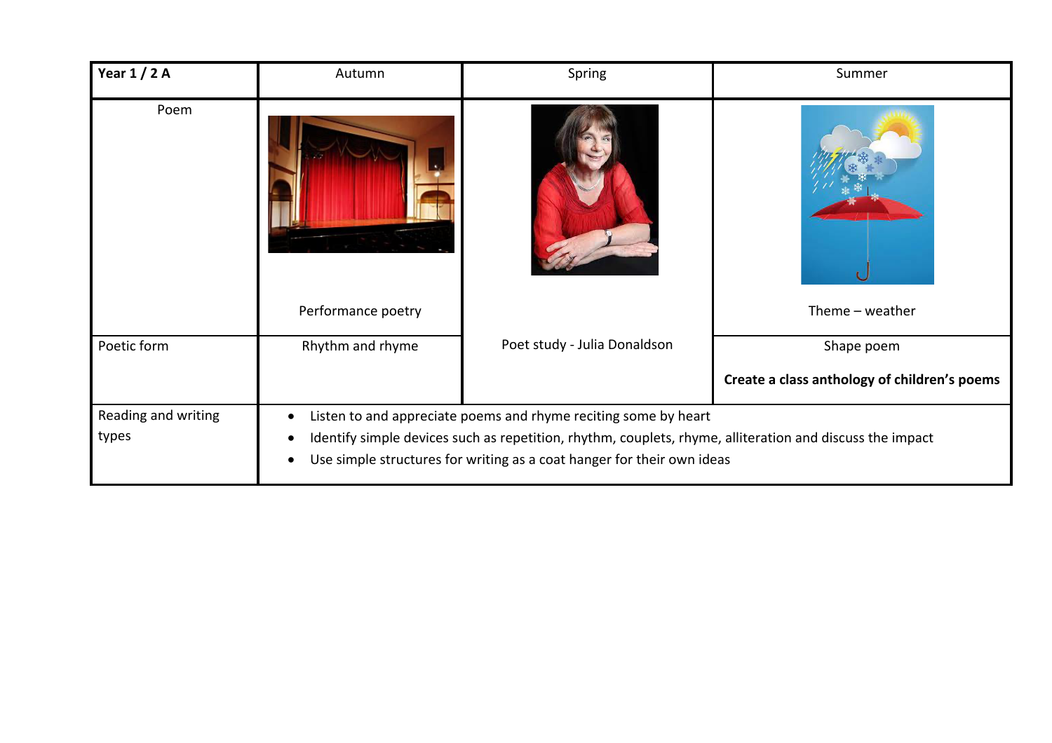| **Year 1 / 2 A** | Autumn | Spring | Summer |
| --- | --- | --- | --- |
| Poem | Performance poetry | Poet study - Julia Donaldson | Theme – weather |
| Poetic form | Rhythm and rhyme | | Shape poem<br><br>**Create a class anthology of children's poems** |
| Reading and writing types | • Listen to and appreciate poems and rhyme reciting some by heart<br>• Identify simple devices such as repetition, rhythm, couplets, rhyme, alliteration and discuss the impact<br>• Use simple structures for writing as a coat hanger for their own ideas | | |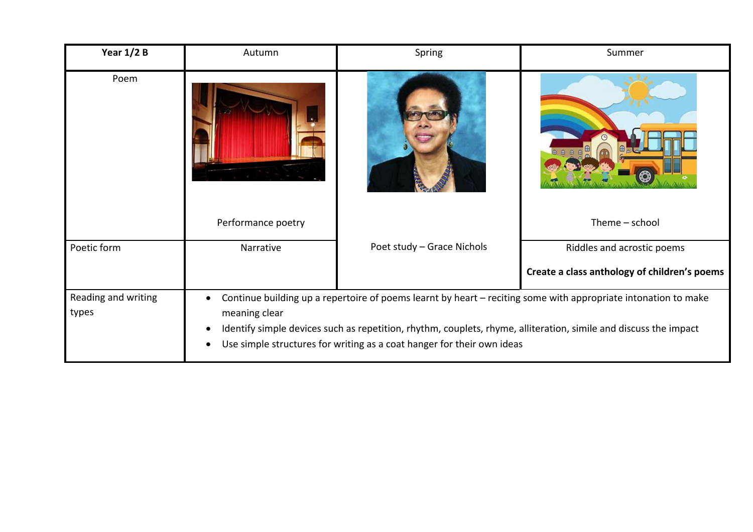| Year 1/2 B | Autumn | Spring | Summer |
| --- | --- | --- | --- |
| Poem | Performance poetry | Poet study – Grace Nichols | Theme – school |
| Poetic form | Narrative | | Riddles and acrostic poems<br><br>**Create a class anthology of children's poems** |
| Reading and writing types | • Continue building up a repertoire of poems learnt by heart – reciting some with appropriate intonation to make meaning clear<br>• Identify simple devices such as repetition, rhythm, couplets, rhyme, alliteration, simile and discuss the impact<br>• Use simple structures for writing as a coat hanger for their own ideas | | |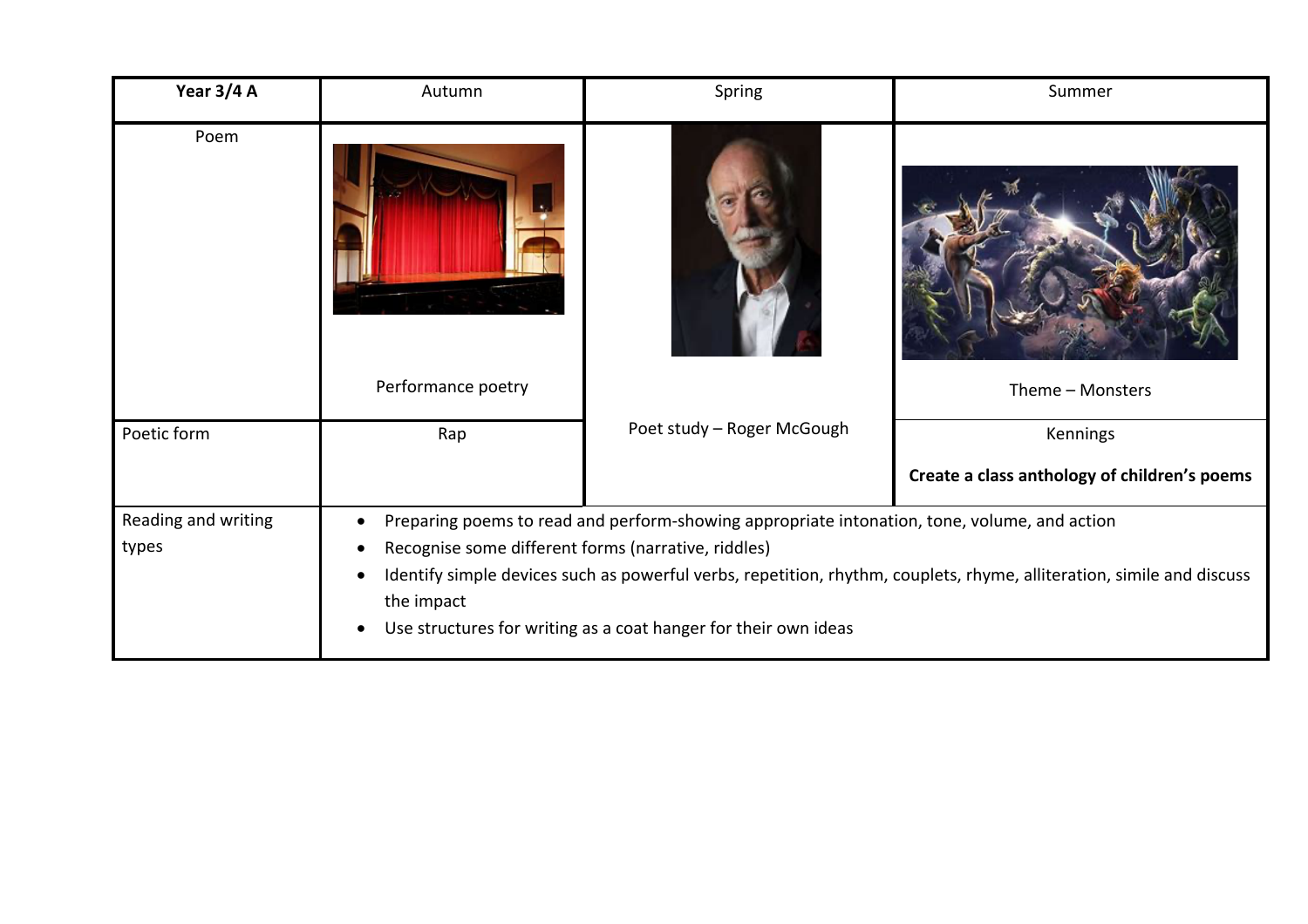| **Year 3/4 A** | Autumn | Spring | Summer |
|---|---|---|---|
| Poem | Performance poetry | Poet study – Roger McGough | Theme – Monsters |
| Poetic form | Rap | | Kennings<br><br>**Create a class anthology of children's poems** |
| Reading and writing types | • Preparing poems to read and perform-showing appropriate intonation, tone, volume, and action<br>• Recognise some different forms (narrative, riddles)<br>• Identify simple devices such as powerful verbs, repetition, rhythm, couplets, rhyme, alliteration, simile and discuss the impact<br>• Use structures for writing as a coat hanger for their own ideas | | |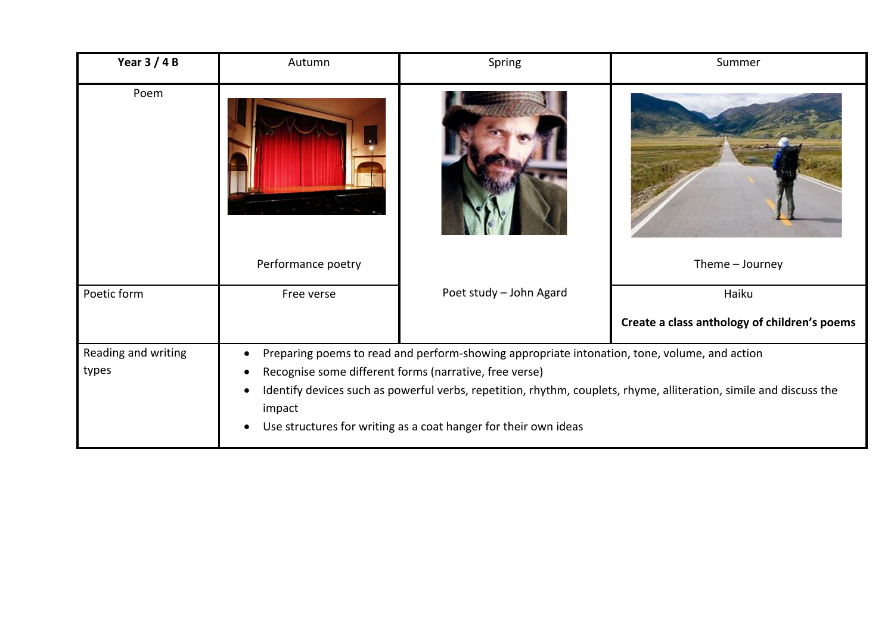| **Year 3 / 4 B** | Autumn | Spring | Summer |
|---|---|---|---|
| Poem | Performance poetry | Poet study – John Agard | Theme – Journey |
| Poetic form | Free verse | | Haiku<br><br>**Create a class anthology of children's poems** |
| Reading and writing types | • Preparing poems to read and perform-showing appropriate intonation, tone, volume, and action<br>• Recognise some different forms (narrative, free verse)<br>• Identify devices such as powerful verbs, repetition, rhythm, couplets, rhyme, alliteration, simile and discuss the impact<br>• Use structures for writing as a coat hanger for their own ideas | | |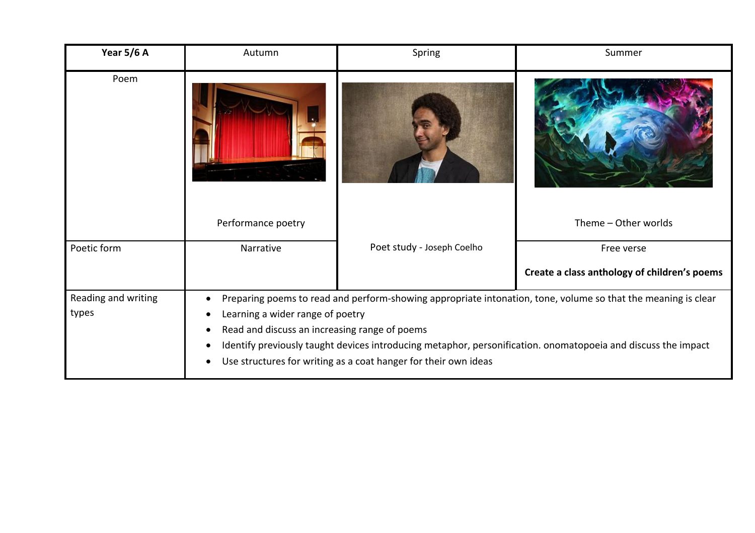| Year 5/6 A | Autumn | Spring | Summer |
|---|---|---|---|
| Poem | Performance poetry | Poet study - Joseph Coelho | Theme – Other worlds |
| Poetic form | Narrative | | Free verse<br><br>**Create a class anthology of children's poems** |
| Reading and writing types | • Preparing poems to read and perform-showing appropriate intonation, tone, volume so that the meaning is clear<br>• Learning a wider range of poetry<br>• Read and discuss an increasing range of poems<br>• Identify previously taught devices introducing metaphor, personification. onomatopoeia and discuss the impact<br>• Use structures for writing as a coat hanger for their own ideas | | |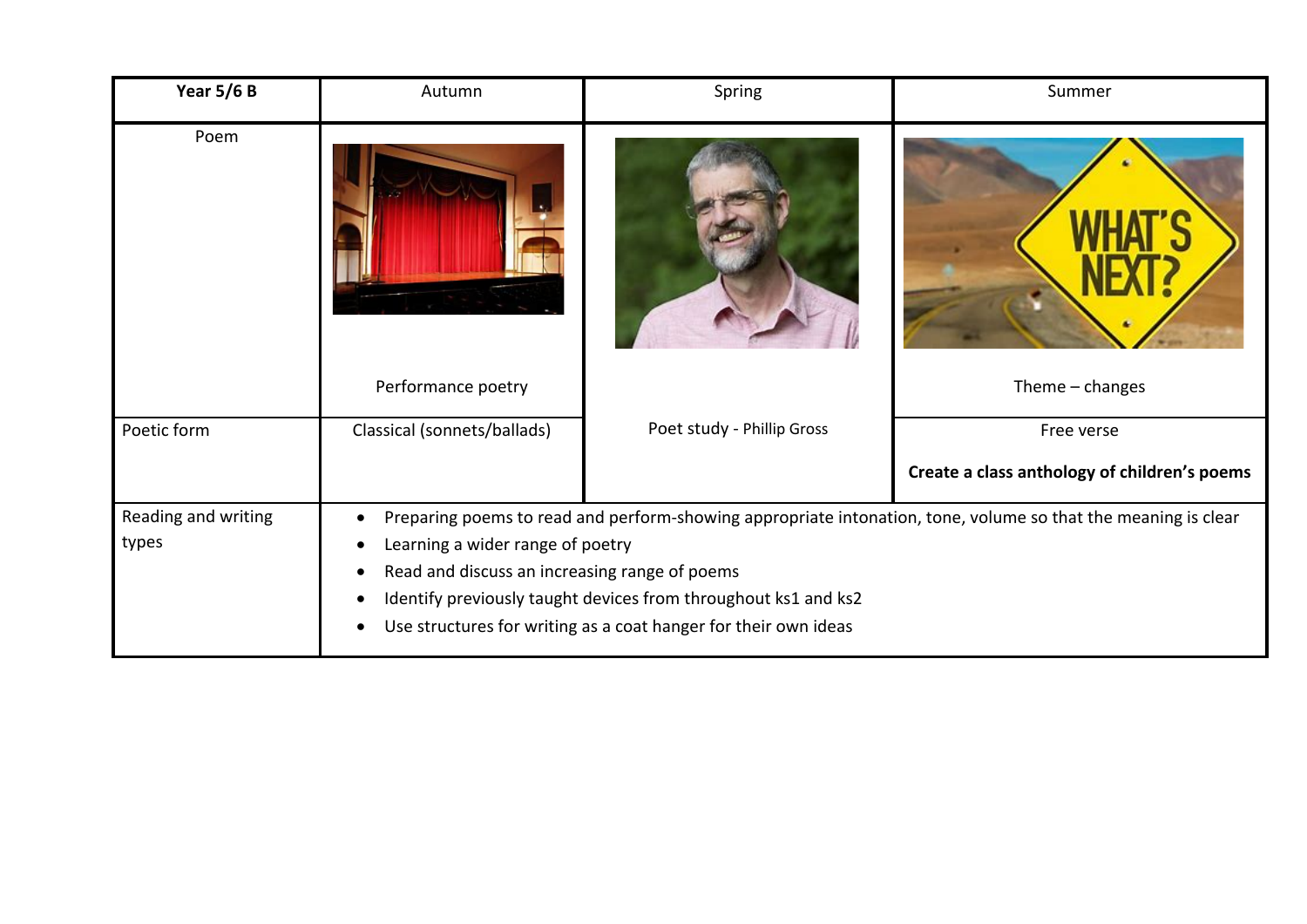| **Year 5/6 B** | Autumn | Spring | Summer |
|---|---|---|---|
| Poem | Performance poetry | Poet study - Phillip Gross | Theme – changes |
| Poetic form | Classical (sonnets/ballads) | | Free verse<br><br>**Create a class anthology of children's poems** |
| Reading and writing types | • Preparing poems to read and perform-showing appropriate intonation, tone, volume so that the meaning is clear<br>• Learning a wider range of poetry<br>• Read and discuss an increasing range of poems<br>• Identify previously taught devices from throughout ks1 and ks2<br>• Use structures for writing as a coat hanger for their own ideas | | |